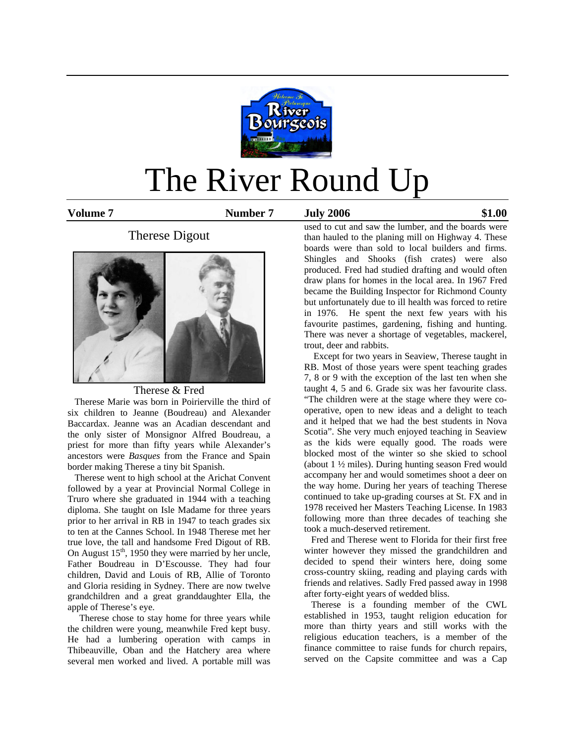# The River Round Up

**Volume 7** **Number 7** **July 2006** **$1.00**

## Therese Digout

Therese & Fred

Therese Marie was born in Poirierville the third of six children to Jeanne (Boudreau) and Alexander Baccardax. Jeanne was an Acadian descendant and the only sister of Monsignor Alfred Boudreau, a priest for more than fifty years while Alexander's ancestors were *Basques* from the France and Spain border making Therese a tiny bit Spanish.

Therese went to high school at the Arichat Convent followed by a year at Provincial Normal College in Truro where she graduated in 1944 with a teaching diploma. She taught on Isle Madame for three years prior to her arrival in RB in 1947 to teach grades six to ten at the Cannes School. In 1948 Therese met her true love, the tall and handsome Fred Digout of RB. On August 15th, 1950 they were married by her uncle, Father Boudreau in D'Escousse. They had four children, David and Louis of RB, Allie of Toronto and Gloria residing in Sydney. There are now twelve grandchildren and a great granddaughter Ella, the apple of Therese's eye.

Therese chose to stay home for three years while the children were young, meanwhile Fred kept busy. He had a lumbering operation with camps in Thibeauville, Oban and the Hatchery area where several men worked and lived. A portable mill was used to cut and saw the lumber, and the boards were than hauled to the planing mill on Highway 4. These boards were than sold to local builders and firms. Shingles and Shooks (fish crates) were also produced. Fred had studied drafting and would often draw plans for homes in the local area. In 1967 Fred became the Building Inspector for Richmond County but unfortunately due to ill health was forced to retire in 1976. He spent the next few years with his favourite pastimes, gardening, fishing and hunting. There was never a shortage of vegetables, mackerel, trout, deer and rabbits.

Except for two years in Seaview, Therese taught in RB. Most of those years were spent teaching grades 7, 8 or 9 with the exception of the last ten when she taught 4, 5 and 6. Grade six was her favourite class. "The children were at the stage where they were co-operative, open to new ideas and a delight to teach and it helped that we had the best students in Nova Scotia". She very much enjoyed teaching in Seaview as the kids were equally good. The roads were blocked most of the winter so she skied to school (about 1 ½ miles). During hunting season Fred would accompany her and would sometimes shoot a deer on the way home. During her years of teaching Therese continued to take up-grading courses at St. FX and in 1978 received her Masters Teaching License. In 1983 following more than three decades of teaching she took a much-deserved retirement.

Fred and Therese went to Florida for their first free winter however they missed the grandchildren and decided to spend their winters here, doing some cross-country skiing, reading and playing cards with friends and relatives. Sadly Fred passed away in 1998 after forty-eight years of wedded bliss.

Therese is a founding member of the CWL established in 1953, taught religion education for more than thirty years and still works with the religious education teachers, is a member of the finance committee to raise funds for church repairs, served on the Capsite committee and was a Cap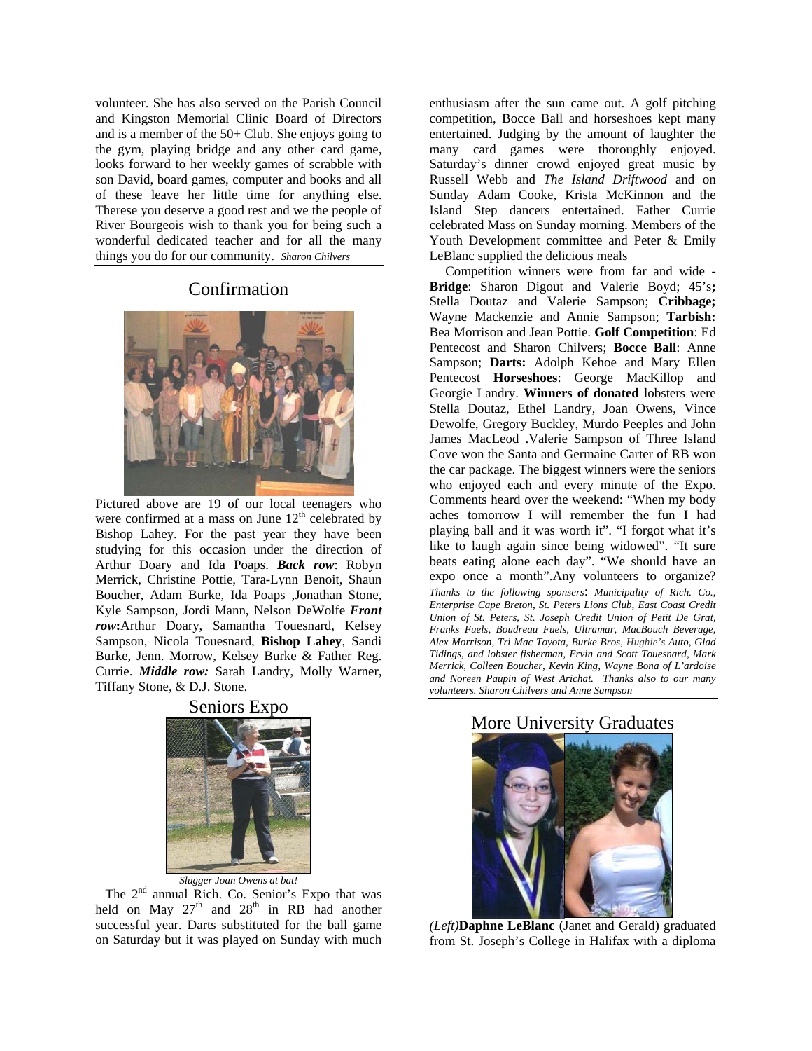volunteer. She has also served on the Parish Council and Kingston Memorial Clinic Board of Directors and is a member of the 50+ Club. She enjoys going to the gym, playing bridge and any other card game, looks forward to her weekly games of scrabble with son David, board games, computer and books and all of these leave her little time for anything else. Therese you deserve a good rest and we the people of River Bourgeois wish to thank you for being such a wonderful dedicated teacher and for all the many things you do for our community. *Sharon Chilvers*

## Confirmation

Pictured above are 19 of our local teenagers who were confirmed at a mass on June 12th celebrated by Bishop Lahey. For the past year they have been studying for this occasion under the direction of Arthur Doary and Ida Poaps. ***Back row***: Robyn Merrick, Christine Pottie, Tara-Lynn Benoit, Shaun Boucher, Adam Burke, Ida Poaps ,Jonathan Stone, Kyle Sampson, Jordi Mann, Nelson DeWolfe ***Front row*:**Arthur Doary, Samantha Touesnard, Kelsey Sampson, Nicola Touesnard, **Bishop Lahey**, Sandi Burke, Jenn. Morrow, Kelsey Burke & Father Reg. Currie. ***Middle row:*** Sarah Landry, Molly Warner, Tiffany Stone, & D.J. Stone.

## Seniors Expo

*Slugger Joan Owens at bat!*

The 2nd annual Rich. Co. Senior's Expo that was held on May 27th and 28th in RB had another successful year. Darts substituted for the ball game on Saturday but it was played on Sunday with much enthusiasm after the sun came out. A golf pitching competition, Bocce Ball and horseshoes kept many entertained. Judging by the amount of laughter the many card games were thoroughly enjoyed. Saturday's dinner crowd enjoyed great music by Russell Webb and *The Island Driftwood* and on Sunday Adam Cooke, Krista McKinnon and the Island Step dancers entertained. Father Currie celebrated Mass on Sunday morning. Members of the Youth Development committee and Peter & Emily LeBlanc supplied the delicious meals

Competition winners were from far and wide - **Bridge**: Sharon Digout and Valerie Boyd; 45's**;** Stella Doutaz and Valerie Sampson; **Cribbage;** Wayne Mackenzie and Annie Sampson; **Tarbish:** Bea Morrison and Jean Pottie. **Golf Competition**: Ed Pentecost and Sharon Chilvers; **Bocce Ball**: Anne Sampson; **Darts:** Adolph Kehoe and Mary Ellen Pentecost **Horseshoes**: George MacKillop and Georgie Landry. **Winners of donated** lobsters were Stella Doutaz, Ethel Landry, Joan Owens, Vince Dewolfe, Gregory Buckley, Murdo Peeples and John James MacLeod .Valerie Sampson of Three Island Cove won the Santa and Germaine Carter of RB won the car package. The biggest winners were the seniors who enjoyed each and every minute of the Expo. Comments heard over the weekend: "When my body aches tomorrow I will remember the fun I had playing ball and it was worth it". "I forgot what it's like to laugh again since being widowed". "It sure beats eating alone each day". "We should have an expo once a month".Any volunteers to organize? *Thanks to the following sponsers: Municipality of Rich. Co., Enterprise Cape Breton, St. Peters Lions Club, East Coast Credit Union of St. Peters, St. Joseph Credit Union of Petit De Grat, Franks Fuels, Boudreau Fuels, Ultramar, MacBouch Beverage, Alex Morrison, Tri Mac Toyota, Burke Bros, Hughie's Auto, Glad Tidings, and lobster fisherman, Ervin and Scott Touesnard, Mark Merrick, Colleen Boucher, Kevin King, Wayne Bona of L'ardoise and Noreen Paupin of West Arichat. Thanks also to our many volunteers. Sharon Chilvers and Anne Sampson*

## More University Graduates

*(Left)***Daphne LeBlanc** (Janet and Gerald) graduated from St. Joseph's College in Halifax with a diploma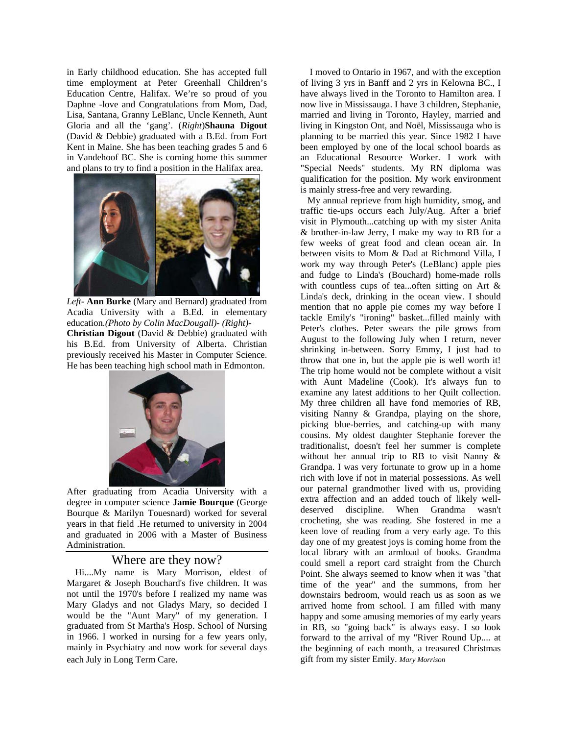in Early childhood education. She has accepted full time employment at Peter Greenhall Children's Education Centre, Halifax. We're so proud of you Daphne -love and Congratulations from Mom, Dad, Lisa, Santana, Granny LeBlanc, Uncle Kenneth, Aunt Gloria and all the 'gang'. (*Right*)**Shauna Digout** (David & Debbie) graduated with a B.Ed. from Fort Kent in Maine. She has been teaching grades 5 and 6 in Vandehoof BC. She is coming home this summer and plans to try to find a position in the Halifax area.

*Left*- **Ann Burke** (Mary and Bernard) graduated from Acadia University with a B.Ed. in elementary education*.(Photo by Colin MacDougall)- (Right)-* **Christian Digout** (David & Debbie) graduated with his B.Ed. from University of Alberta. Christian previously received his Master in Computer Science. He has been teaching high school math in Edmonton.

After graduating from Acadia University with a degree in computer science **Jamie Bourque** (George Bourque & Marilyn Touesnard) worked for several years in that field .He returned to university in 2004 and graduated in 2006 with a Master of Business Administration.

## Where are they now?

Hi....My name is Mary Morrison, eldest of Margaret & Joseph Bouchard's five children. It was not until the 1970's before I realized my name was Mary Gladys and not Gladys Mary, so decided I would be the "Aunt Mary" of my generation. I graduated from St Martha's Hosp. School of Nursing in 1966. I worked in nursing for a few years only, mainly in Psychiatry and now work for several days each July in Long Term Care.

I moved to Ontario in 1967, and with the exception of living 3 yrs in Banff and 2 yrs in Kelowna BC., I have always lived in the Toronto to Hamilton area. I now live in Mississauga. I have 3 children, Stephanie, married and living in Toronto, Hayley, married and living in Kingston Ont, and Noël, Mississauga who is planning to be married this year. Since 1982 I have been employed by one of the local school boards as an Educational Resource Worker. I work with "Special Needs" students. My RN diploma was qualification for the position. My work environment is mainly stress-free and very rewarding.

My annual reprieve from high humidity, smog, and traffic tie-ups occurs each July/Aug. After a brief visit in Plymouth...catching up with my sister Anita & brother-in-law Jerry, I make my way to RB for a few weeks of great food and clean ocean air. In between visits to Mom & Dad at Richmond Villa, I work my way through Peter's (LeBlanc) apple pies and fudge to Linda's (Bouchard) home-made rolls with countless cups of tea...often sitting on Art & Linda's deck, drinking in the ocean view. I should mention that no apple pie comes my way before I tackle Emily's "ironing" basket...filled mainly with Peter's clothes. Peter swears the pile grows from August to the following July when I return, never shrinking in-between. Sorry Emmy, I just had to throw that one in, but the apple pie is well worth it! The trip home would not be complete without a visit with Aunt Madeline (Cook). It's always fun to examine any latest additions to her Quilt collection. My three children all have fond memories of RB, visiting Nanny & Grandpa, playing on the shore, picking blue-berries, and catching-up with many cousins. My oldest daughter Stephanie forever the traditionalist, doesn't feel her summer is complete without her annual trip to RB to visit Nanny & Grandpa. I was very fortunate to grow up in a home rich with love if not in material possessions. As well our paternal grandmother lived with us, providing extra affection and an added touch of likely well-deserved discipline. When Grandma wasn't crocheting, she was reading. She fostered in me a keen love of reading from a very early age. To this day one of my greatest joys is coming home from the local library with an armload of books. Grandma could smell a report card straight from the Church Point. She always seemed to know when it was "that time of the year" and the summons, from her downstairs bedroom, would reach us as soon as we arrived home from school. I am filled with many happy and some amusing memories of my early years in RB, so "going back" is always easy. I so look forward to the arrival of my "River Round Up.... at the beginning of each month, a treasured Christmas gift from my sister Emily. *Mary Morrison*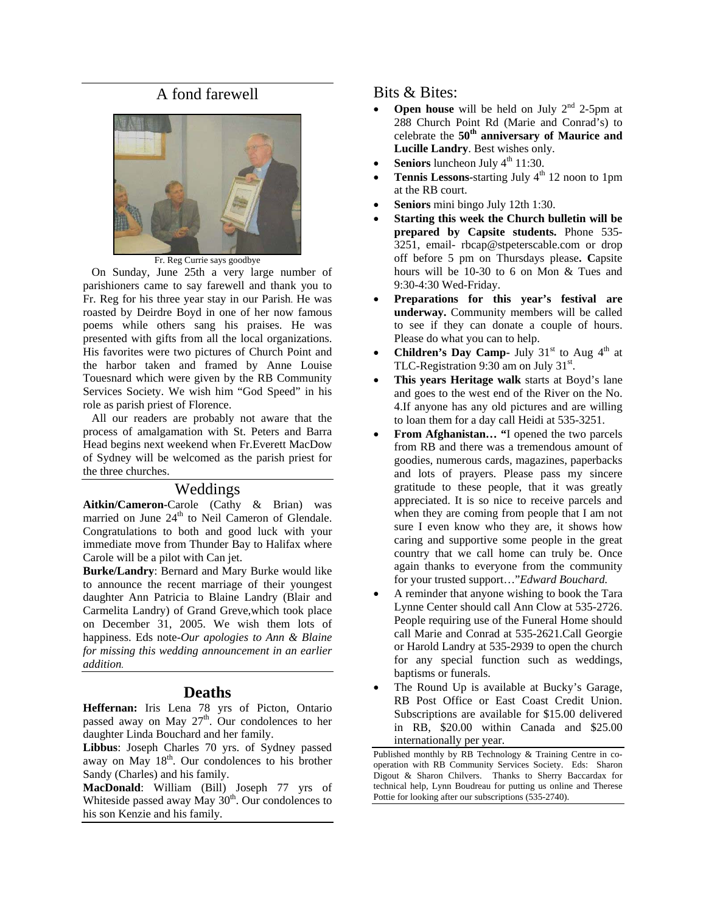## A fond farewell

Fr. Reg Currie says goodbye

On Sunday, June 25th a very large number of parishioners came to say farewell and thank you to Fr. Reg for his three year stay in our Parish. He was roasted by Deirdre Boyd in one of her now famous poems while others sang his praises. He was presented with gifts from all the local organizations. His favorites were two pictures of Church Point and the harbor taken and framed by Anne Louise Touesnard which were given by the RB Community Services Society. We wish him "God Speed" in his role as parish priest of Florence.

All our readers are probably not aware that the process of amalgamation with St. Peters and Barra Head begins next weekend when Fr.Everett MacDow of Sydney will be welcomed as the parish priest for the three churches.

## Weddings

**Aitkin/Cameron**-Carole (Cathy & Brian) was married on June 24th to Neil Cameron of Glendale. Congratulations to both and good luck with your immediate move from Thunder Bay to Halifax where Carole will be a pilot with Can jet.

**Burke/Landry**: Bernard and Mary Burke would like to announce the recent marriage of their youngest daughter Ann Patricia to Blaine Landry (Blair and Carmelita Landry) of Grand Greve,which took place on December 31, 2005. We wish them lots of happiness. Eds note-*Our apologies to Ann & Blaine for missing this wedding announcement in an earlier addition*.

## Deaths

**Heffernan:** Iris Lena 78 yrs of Picton, Ontario passed away on May 27th. Our condolences to her daughter Linda Bouchard and her family.

**Libbus**: Joseph Charles 70 yrs. of Sydney passed away on May 18th. Our condolences to his brother Sandy (Charles) and his family.

**MacDonald**: William (Bill) Joseph 77 yrs of Whiteside passed away May 30th. Our condolences to his son Kenzie and his family.

## Bits & Bites:

- **Open house** will be held on July 2nd 2-5pm at 288 Church Point Rd (Marie and Conrad's) to celebrate the **50th anniversary of Maurice and Lucille Landry**. Best wishes only.
- **Seniors** luncheon July 4th 11:30.
- **Tennis Lessons-**starting July 4th 12 noon to 1pm at the RB court.
- **Seniors** mini bingo July 12th 1:30.
- **Starting this week the Church bulletin will be prepared by Capsite students.** Phone 535-3251, email- rbcap@stpeterscable.com or drop off before 5 pm on Thursdays please**. C**apsite hours will be 10-30 to 6 on Mon & Tues and 9:30-4:30 Wed-Friday.
- **Preparations for this year's festival are underway.** Community members will be called to see if they can donate a couple of hours. Please do what you can to help.
- **Children's Day Camp**- July 31st to Aug 4th at TLC-Registration 9:30 am on July 31st.
- **This years Heritage walk** starts at Boyd's lane and goes to the west end of the River on the No. 4.If anyone has any old pictures and are willing to loan them for a day call Heidi at 535-3251.
- **From Afghanistan… "**I opened the two parcels from RB and there was a tremendous amount of goodies, numerous cards, magazines, paperbacks and lots of prayers. Please pass my sincere gratitude to these people, that it was greatly appreciated. It is so nice to receive parcels and when they are coming from people that I am not sure I even know who they are, it shows how caring and supportive some people in the great country that we call home can truly be. Once again thanks to everyone from the community for your trusted support…"*Edward Bouchard.*
- A reminder that anyone wishing to book the Tara Lynne Center should call Ann Clow at 535-2726. People requiring use of the Funeral Home should call Marie and Conrad at 535-2621.Call Georgie or Harold Landry at 535-2939 to open the church for any special function such as weddings, baptisms or funerals.
- The Round Up is available at Bucky's Garage, RB Post Office or East Coast Credit Union. Subscriptions are available for $15.00 delivered in RB, $20.00 within Canada and $25.00 internationally per year.

Published monthly by RB Technology & Training Centre in co-operation with RB Community Services Society. Eds: Sharon Digout & Sharon Chilvers. Thanks to Sherry Baccardax for technical help, Lynn Boudreau for putting us online and Therese Pottie for looking after our subscriptions (535-2740).